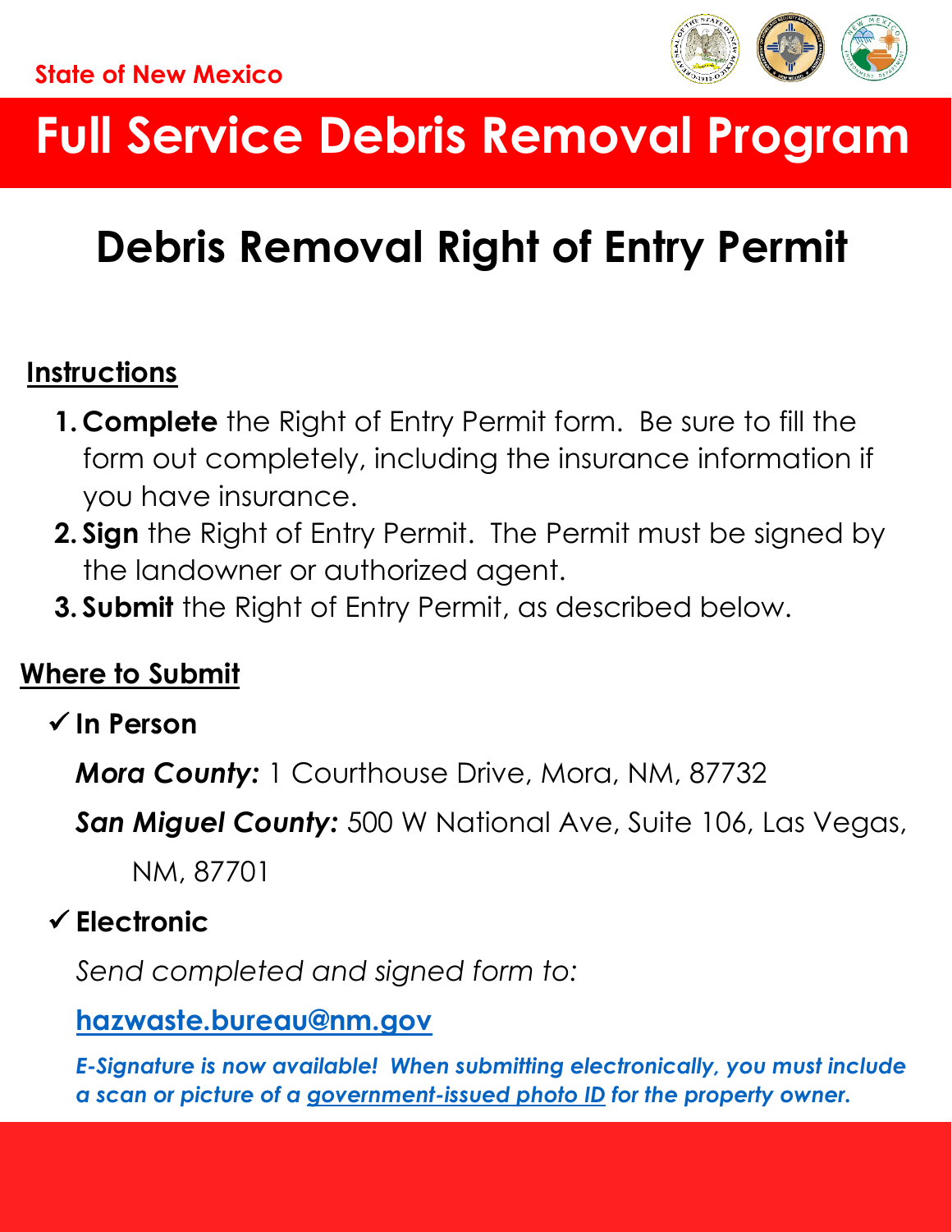State of New Mexico

# Full Service Debris Removal Program

## Debris Removal Right of Entry Permit

### Instructions

1. **Complete** the Right of Entry Permit form. Be sure to fill the form out completely, including the insurance information if you have insurance.
2. **Sign** the Right of Entry Permit. The Permit must be signed by the landowner or authorized agent.
3. **Submit** the Right of Entry Permit, as described below.

### Where to Submit

✓ **In Person**

***Mora County:*** 1 Courthouse Drive, Mora, NM, 87732

***San Miguel County:*** 500 W National Ave, Suite 106, Las Vegas, NM, 87701

✓ **Electronic**

*Send completed and signed form to:*

**hazwaste.bureau@nm.gov**

***E-Signature is now available! When submitting electronically, you must include a scan or picture of a government-issued photo ID for the property owner.***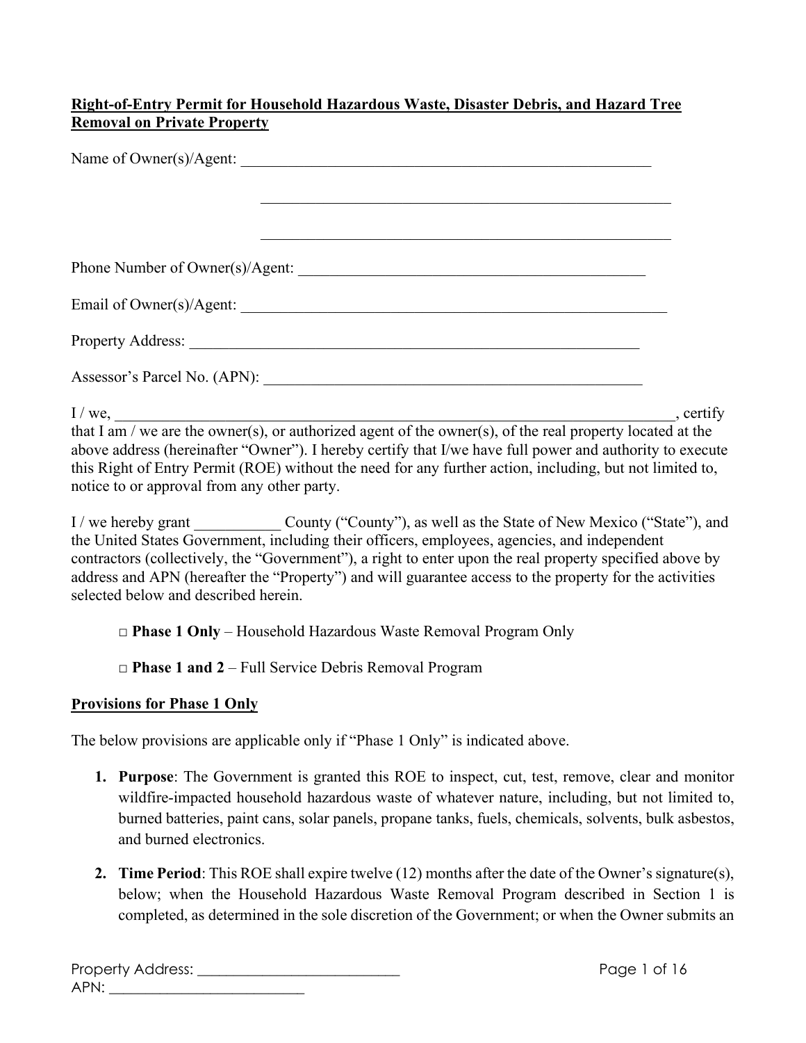**Right-of-Entry Permit for Household Hazardous Waste, Disaster Debris, and Hazard Tree Removal on Private Property**

Name of Owner(s)/Agent: ________________________________________________________

________________________________________________________

________________________________________________________

Phone Number of Owner(s)/Agent: ______________________________________________

Email of Owner(s)/Agent: _________________________________________________________

Property Address: ______________________________________________________________

Assessor's Parcel No. (APN): ____________________________________________________

I / we, __________________________________________________________________________, certify that I am / we are the owner(s), or authorized agent of the owner(s), of the real property located at the above address (hereinafter "Owner"). I hereby certify that I/we have full power and authority to execute this Right of Entry Permit (ROE) without the need for any further action, including, but not limited to, notice to or approval from any other party.

I / we hereby grant ___________ County ("County"), as well as the State of New Mexico ("State"), and the United States Government, including their officers, employees, agencies, and independent contractors (collectively, the "Government"), a right to enter upon the real property specified above by address and APN (hereafter the "Property") and will guarantee access to the property for the activities selected below and described herein.

□ **Phase 1 Only** – Household Hazardous Waste Removal Program Only

□ **Phase 1 and 2** – Full Service Debris Removal Program

**Provisions for Phase 1 Only**

The below provisions are applicable only if "Phase 1 Only" is indicated above.

1. **Purpose**: The Government is granted this ROE to inspect, cut, test, remove, clear and monitor wildfire-impacted household hazardous waste of whatever nature, including, but not limited to, burned batteries, paint cans, solar panels, propane tanks, fuels, chemicals, solvents, bulk asbestos, and burned electronics.

2. **Time Period**: This ROE shall expire twelve (12) months after the date of the Owner's signature(s), below; when the Household Hazardous Waste Removal Program described in Section 1 is completed, as determined in the sole discretion of the Government; or when the Owner submits an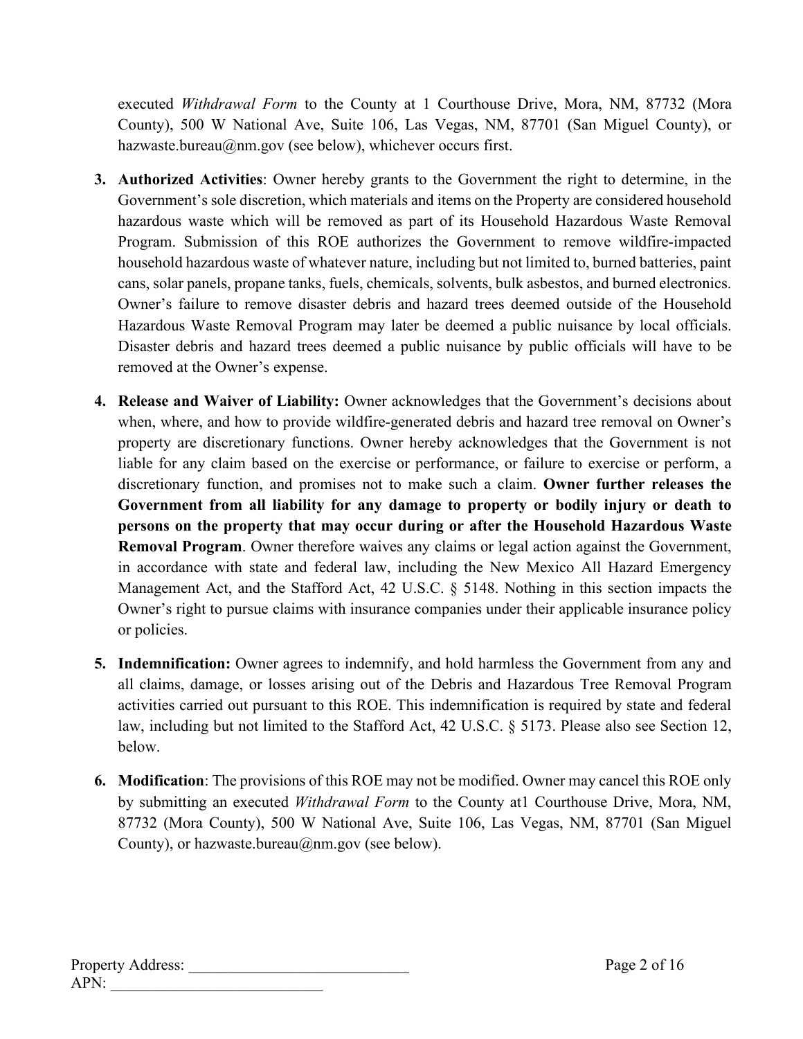executed *Withdrawal Form* to the County at 1 Courthouse Drive, Mora, NM, 87732 (Mora County), 500 W National Ave, Suite 106, Las Vegas, NM, 87701 (San Miguel County), or hazwaste.bureau@nm.gov (see below), whichever occurs first.

3. **Authorized Activities**: Owner hereby grants to the Government the right to determine, in the Government's sole discretion, which materials and items on the Property are considered household hazardous waste which will be removed as part of its Household Hazardous Waste Removal Program. Submission of this ROE authorizes the Government to remove wildfire-impacted household hazardous waste of whatever nature, including but not limited to, burned batteries, paint cans, solar panels, propane tanks, fuels, chemicals, solvents, bulk asbestos, and burned electronics. Owner's failure to remove disaster debris and hazard trees deemed outside of the Household Hazardous Waste Removal Program may later be deemed a public nuisance by local officials. Disaster debris and hazard trees deemed a public nuisance by public officials will have to be removed at the Owner's expense.

4. **Release and Waiver of Liability:** Owner acknowledges that the Government's decisions about when, where, and how to provide wildfire-generated debris and hazard tree removal on Owner's property are discretionary functions. Owner hereby acknowledges that the Government is not liable for any claim based on the exercise or performance, or failure to exercise or perform, a discretionary function, and promises not to make such a claim. **Owner further releases the Government from all liability for any damage to property or bodily injury or death to persons on the property that may occur during or after the Household Hazardous Waste Removal Program**. Owner therefore waives any claims or legal action against the Government, in accordance with state and federal law, including the New Mexico All Hazard Emergency Management Act, and the Stafford Act, 42 U.S.C. § 5148. Nothing in this section impacts the Owner's right to pursue claims with insurance companies under their applicable insurance policy or policies.

5. **Indemnification:** Owner agrees to indemnify, and hold harmless the Government from any and all claims, damage, or losses arising out of the Debris and Hazardous Tree Removal Program activities carried out pursuant to this ROE. This indemnification is required by state and federal law, including but not limited to the Stafford Act, 42 U.S.C. § 5173. Please also see Section 12, below.

6. **Modification**: The provisions of this ROE may not be modified. Owner may cancel this ROE only by submitting an executed *Withdrawal Form* to the County at1 Courthouse Drive, Mora, NM, 87732 (Mora County), 500 W National Ave, Suite 106, Las Vegas, NM, 87701 (San Miguel County), or hazwaste.bureau@nm.gov (see below).

Property Address: ____________________________
APN: ___________________________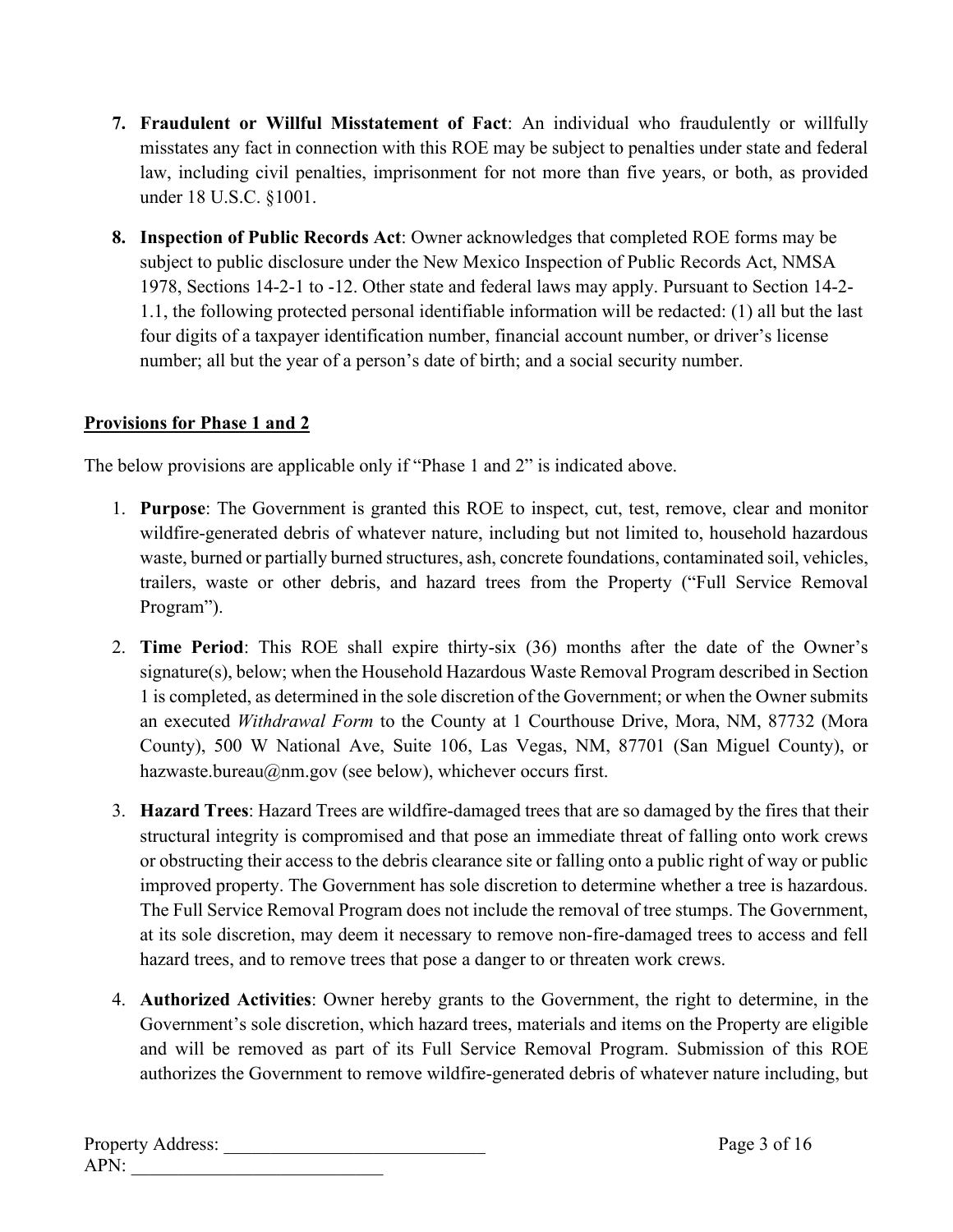7. **Fraudulent or Willful Misstatement of Fact**: An individual who fraudulently or willfully misstates any fact in connection with this ROE may be subject to penalties under state and federal law, including civil penalties, imprisonment for not more than five years, or both, as provided under 18 U.S.C. §1001.

8. **Inspection of Public Records Act**: Owner acknowledges that completed ROE forms may be subject to public disclosure under the New Mexico Inspection of Public Records Act, NMSA 1978, Sections 14-2-1 to -12. Other state and federal laws may apply. Pursuant to Section 14-2-1.1, the following protected personal identifiable information will be redacted: (1) all but the last four digits of a taxpayer identification number, financial account number, or driver's license number; all but the year of a person's date of birth; and a social security number.

**<u>Provisions for Phase 1 and 2</u>**

The below provisions are applicable only if "Phase 1 and 2" is indicated above.

1. **Purpose**: The Government is granted this ROE to inspect, cut, test, remove, clear and monitor wildfire-generated debris of whatever nature, including but not limited to, household hazardous waste, burned or partially burned structures, ash, concrete foundations, contaminated soil, vehicles, trailers, waste or other debris, and hazard trees from the Property ("Full Service Removal Program").

2. **Time Period**: This ROE shall expire thirty-six (36) months after the date of the Owner's signature(s), below; when the Household Hazardous Waste Removal Program described in Section 1 is completed, as determined in the sole discretion of the Government; or when the Owner submits an executed *Withdrawal Form* to the County at 1 Courthouse Drive, Mora, NM, 87732 (Mora County), 500 W National Ave, Suite 106, Las Vegas, NM, 87701 (San Miguel County), or hazwaste.bureau@nm.gov (see below), whichever occurs first.

3. **Hazard Trees**: Hazard Trees are wildfire-damaged trees that are so damaged by the fires that their structural integrity is compromised and that pose an immediate threat of falling onto work crews or obstructing their access to the debris clearance site or falling onto a public right of way or public improved property. The Government has sole discretion to determine whether a tree is hazardous. The Full Service Removal Program does not include the removal of tree stumps. The Government, at its sole discretion, may deem it necessary to remove non-fire-damaged trees to access and fell hazard trees, and to remove trees that pose a danger to or threaten work crews.

4. **Authorized Activities**: Owner hereby grants to the Government, the right to determine, in the Government's sole discretion, which hazard trees, materials and items on the Property are eligible and will be removed as part of its Full Service Removal Program. Submission of this ROE authorizes the Government to remove wildfire-generated debris of whatever nature including, but

Property Address: ____________________________

APN: ___________________________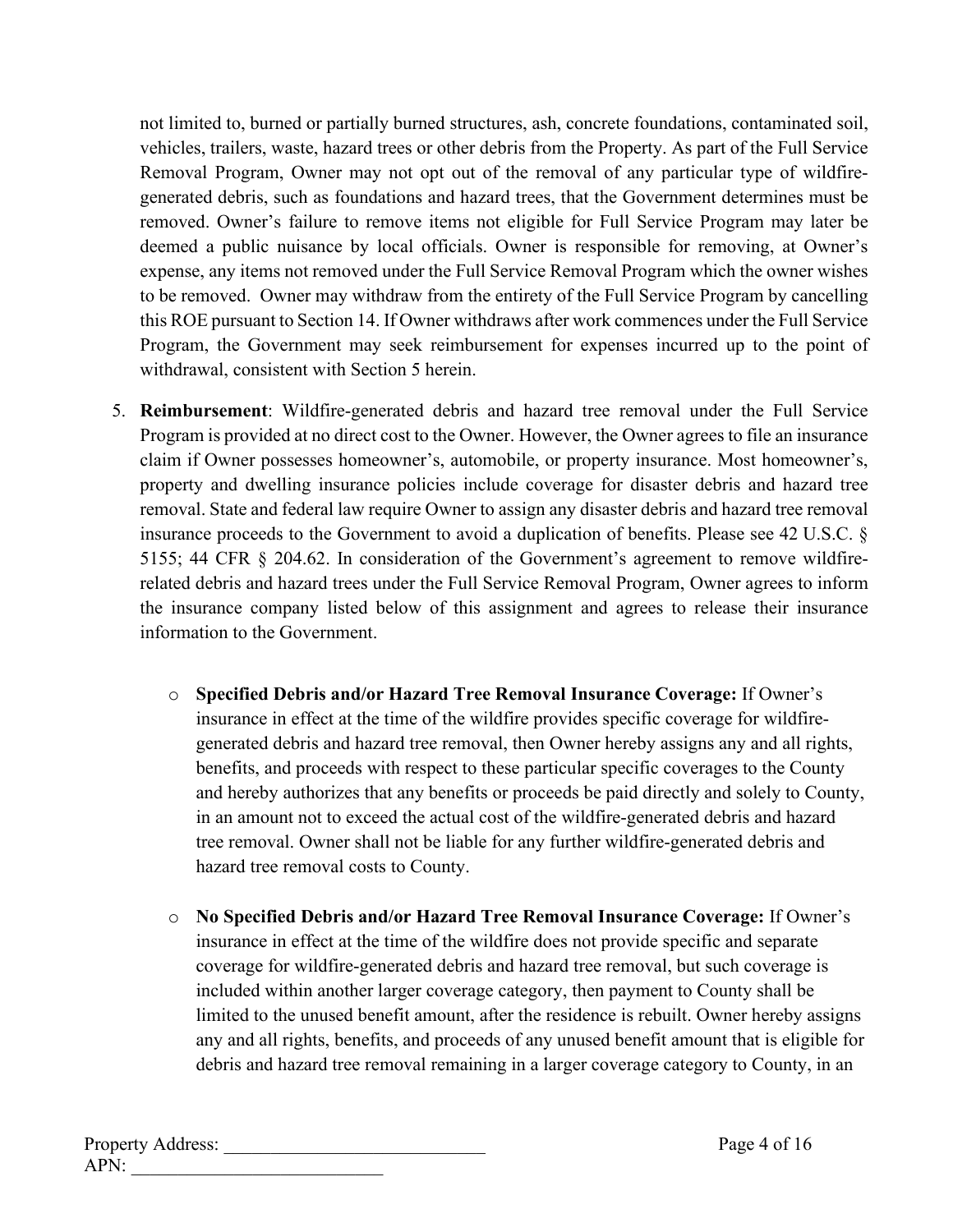not limited to, burned or partially burned structures, ash, concrete foundations, contaminated soil, vehicles, trailers, waste, hazard trees or other debris from the Property. As part of the Full Service Removal Program, Owner may not opt out of the removal of any particular type of wildfire-generated debris, such as foundations and hazard trees, that the Government determines must be removed. Owner's failure to remove items not eligible for Full Service Program may later be deemed a public nuisance by local officials. Owner is responsible for removing, at Owner's expense, any items not removed under the Full Service Removal Program which the owner wishes to be removed. Owner may withdraw from the entirety of the Full Service Program by cancelling this ROE pursuant to Section 14. If Owner withdraws after work commences under the Full Service Program, the Government may seek reimbursement for expenses incurred up to the point of withdrawal, consistent with Section 5 herein.

5. **Reimbursement**: Wildfire-generated debris and hazard tree removal under the Full Service Program is provided at no direct cost to the Owner. However, the Owner agrees to file an insurance claim if Owner possesses homeowner's, automobile, or property insurance. Most homeowner's, property and dwelling insurance policies include coverage for disaster debris and hazard tree removal. State and federal law require Owner to assign any disaster debris and hazard tree removal insurance proceeds to the Government to avoid a duplication of benefits. Please see 42 U.S.C. § 5155; 44 CFR § 204.62. In consideration of the Government's agreement to remove wildfire-related debris and hazard trees under the Full Service Removal Program, Owner agrees to inform the insurance company listed below of this assignment and agrees to release their insurance information to the Government.

   - **Specified Debris and/or Hazard Tree Removal Insurance Coverage:** If Owner's insurance in effect at the time of the wildfire provides specific coverage for wildfire-generated debris and hazard tree removal, then Owner hereby assigns any and all rights, benefits, and proceeds with respect to these particular specific coverages to the County and hereby authorizes that any benefits or proceeds be paid directly and solely to County, in an amount not to exceed the actual cost of the wildfire-generated debris and hazard tree removal. Owner shall not be liable for any further wildfire-generated debris and hazard tree removal costs to County.

   - **No Specified Debris and/or Hazard Tree Removal Insurance Coverage:** If Owner's insurance in effect at the time of the wildfire does not provide specific and separate coverage for wildfire-generated debris and hazard tree removal, but such coverage is included within another larger coverage category, then payment to County shall be limited to the unused benefit amount, after the residence is rebuilt. Owner hereby assigns any and all rights, benefits, and proceeds of any unused benefit amount that is eligible for debris and hazard tree removal remaining in a larger coverage category to County, in an

Property Address: ____________________________
APN: ___________________________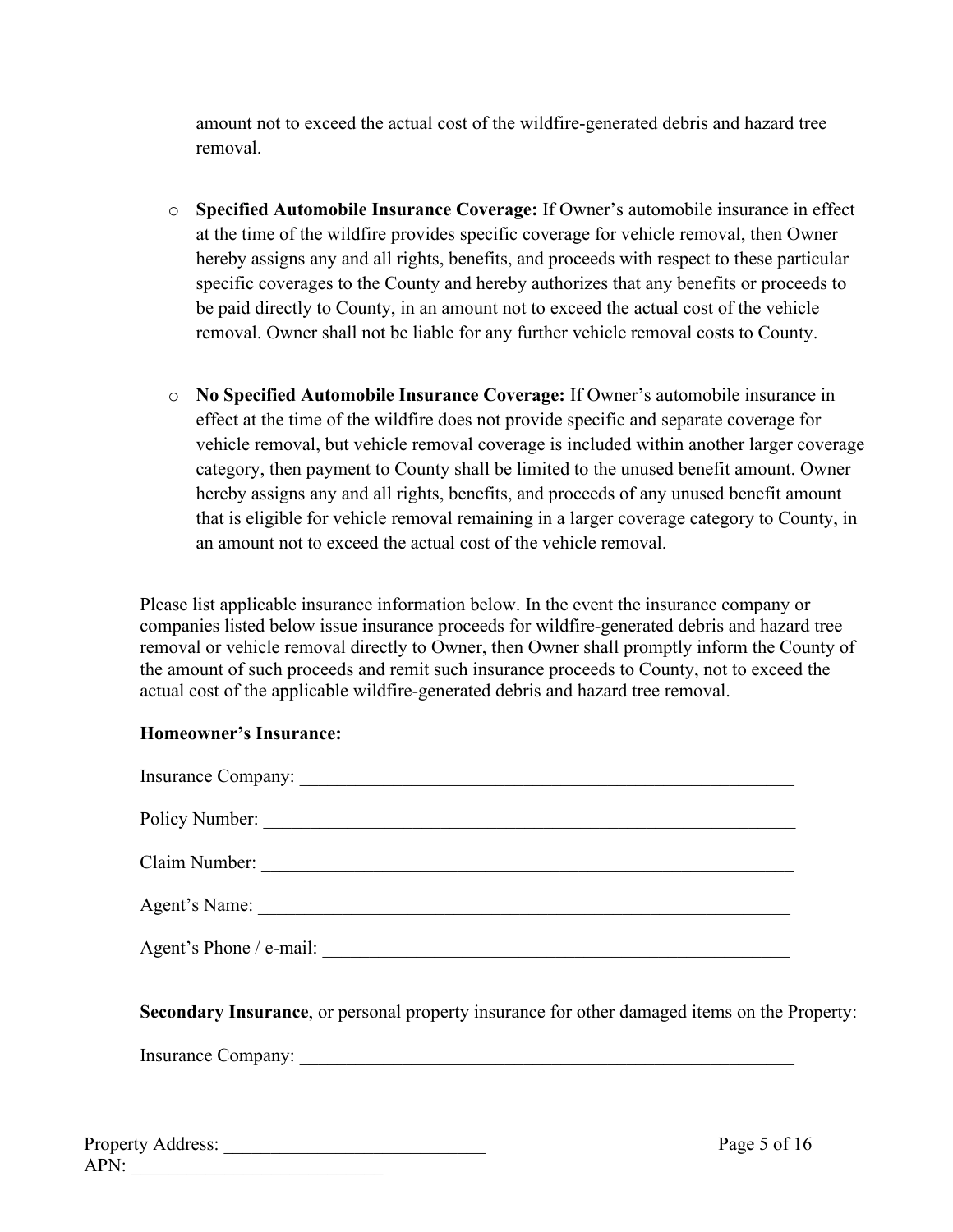amount not to exceed the actual cost of the wildfire-generated debris and hazard tree removal.

- **Specified Automobile Insurance Coverage:** If Owner's automobile insurance in effect at the time of the wildfire provides specific coverage for vehicle removal, then Owner hereby assigns any and all rights, benefits, and proceeds with respect to these particular specific coverages to the County and hereby authorizes that any benefits or proceeds to be paid directly to County, in an amount not to exceed the actual cost of the vehicle removal. Owner shall not be liable for any further vehicle removal costs to County.

- **No Specified Automobile Insurance Coverage:** If Owner's automobile insurance in effect at the time of the wildfire does not provide specific and separate coverage for vehicle removal, but vehicle removal coverage is included within another larger coverage category, then payment to County shall be limited to the unused benefit amount. Owner hereby assigns any and all rights, benefits, and proceeds of any unused benefit amount that is eligible for vehicle removal remaining in a larger coverage category to County, in an amount not to exceed the actual cost of the vehicle removal.

Please list applicable insurance information below. In the event the insurance company or companies listed below issue insurance proceeds for wildfire-generated debris and hazard tree removal or vehicle removal directly to Owner, then Owner shall promptly inform the County of the amount of such proceeds and remit such insurance proceeds to County, not to exceed the actual cost of the applicable wildfire-generated debris and hazard tree removal.

**Homeowner's Insurance:**

Insurance Company: ________________________________________________________

Policy Number: ____________________________________________________________

Claim Number: _____________________________________________________________

Agent's Name: _____________________________________________________________

Agent's Phone / e-mail: _____________________________________________________

**Secondary Insurance**, or personal property insurance for other damaged items on the Property:

Insurance Company: ________________________________________________________

Property Address: ____________________________
APN: ___________________________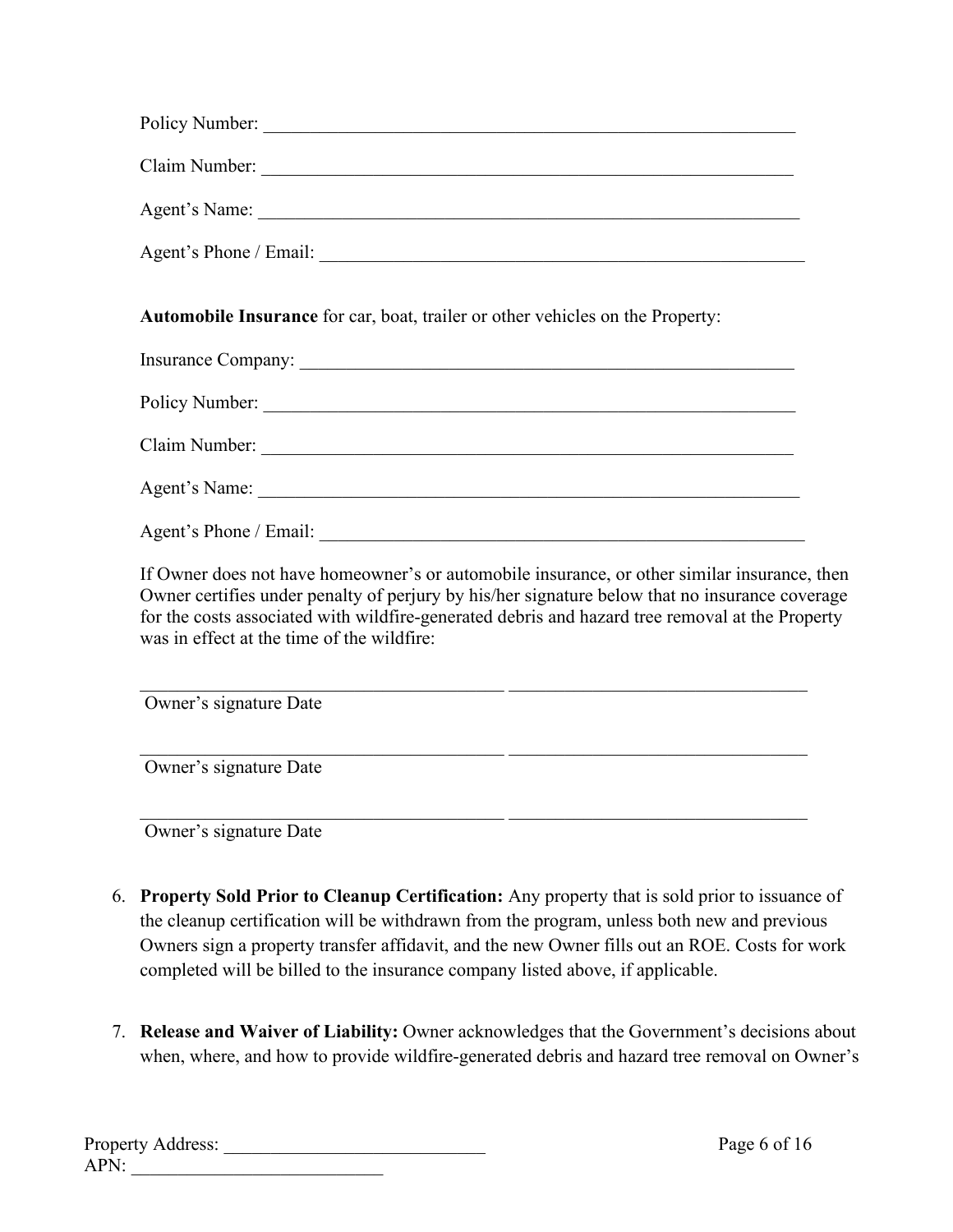Policy Number: ___________________________________________________________

Claim Number: ___________________________________________________________

Agent's Name: ___________________________________________________________

Agent's Phone / Email: ____________________________________________________

**Automobile Insurance** for car, boat, trailer or other vehicles on the Property:

Insurance Company: _______________________________________________________

Policy Number: ___________________________________________________________

Claim Number: ___________________________________________________________

Agent's Name: ___________________________________________________________

Agent's Phone / Email: ____________________________________________________

If Owner does not have homeowner's or automobile insurance, or other similar insurance, then Owner certifies under penalty of perjury by his/her signature below that no insurance coverage for the costs associated with wildfire-generated debris and hazard tree removal at the Property was in effect at the time of the wildfire:

_________________________________________ _________________________________
Owner's signature Date

_________________________________________ _________________________________
Owner's signature Date

_________________________________________ _________________________________
Owner's signature Date

6. **Property Sold Prior to Cleanup Certification:** Any property that is sold prior to issuance of the cleanup certification will be withdrawn from the program, unless both new and previous Owners sign a property transfer affidavit, and the new Owner fills out an ROE. Costs for work completed will be billed to the insurance company listed above, if applicable.

7. **Release and Waiver of Liability:** Owner acknowledges that the Government's decisions about when, where, and how to provide wildfire-generated debris and hazard tree removal on Owner's

Property Address: ____________________________
APN: ___________________________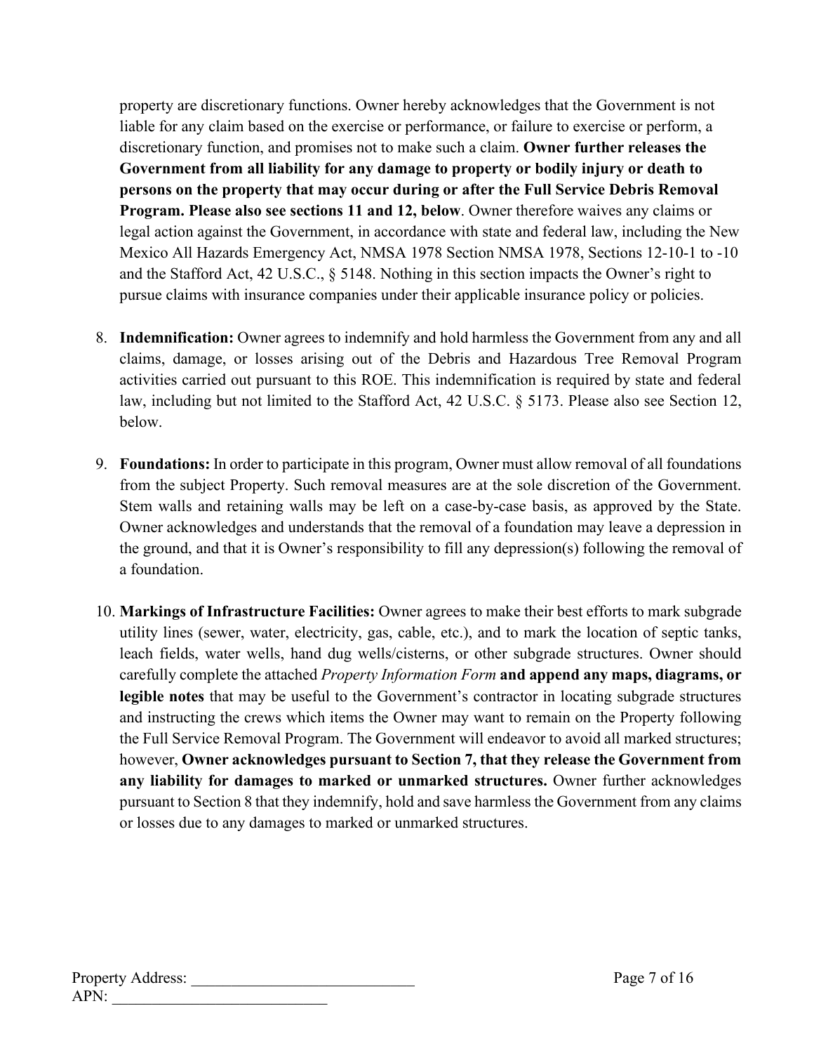property are discretionary functions. Owner hereby acknowledges that the Government is not liable for any claim based on the exercise or performance, or failure to exercise or perform, a discretionary function, and promises not to make such a claim. **Owner further releases the Government from all liability for any damage to property or bodily injury or death to persons on the property that may occur during or after the Full Service Debris Removal Program. Please also see sections 11 and 12, below**. Owner therefore waives any claims or legal action against the Government, in accordance with state and federal law, including the New Mexico All Hazards Emergency Act, NMSA 1978 Section NMSA 1978, Sections 12-10-1 to -10 and the Stafford Act, 42 U.S.C., § 5148. Nothing in this section impacts the Owner's right to pursue claims with insurance companies under their applicable insurance policy or policies.

8. **Indemnification:** Owner agrees to indemnify and hold harmless the Government from any and all claims, damage, or losses arising out of the Debris and Hazardous Tree Removal Program activities carried out pursuant to this ROE. This indemnification is required by state and federal law, including but not limited to the Stafford Act, 42 U.S.C. § 5173. Please also see Section 12, below.

9. **Foundations:** In order to participate in this program, Owner must allow removal of all foundations from the subject Property. Such removal measures are at the sole discretion of the Government. Stem walls and retaining walls may be left on a case-by-case basis, as approved by the State. Owner acknowledges and understands that the removal of a foundation may leave a depression in the ground, and that it is Owner's responsibility to fill any depression(s) following the removal of a foundation.

10. **Markings of Infrastructure Facilities:** Owner agrees to make their best efforts to mark subgrade utility lines (sewer, water, electricity, gas, cable, etc.), and to mark the location of septic tanks, leach fields, water wells, hand dug wells/cisterns, or other subgrade structures. Owner should carefully complete the attached *Property Information Form* **and append any maps, diagrams, or legible notes** that may be useful to the Government's contractor in locating subgrade structures and instructing the crews which items the Owner may want to remain on the Property following the Full Service Removal Program. The Government will endeavor to avoid all marked structures; however, **Owner acknowledges pursuant to Section 7, that they release the Government from any liability for damages to marked or unmarked structures.** Owner further acknowledges pursuant to Section 8 that they indemnify, hold and save harmless the Government from any claims or losses due to any damages to marked or unmarked structures.

Property Address: ____________________________
APN: ___________________________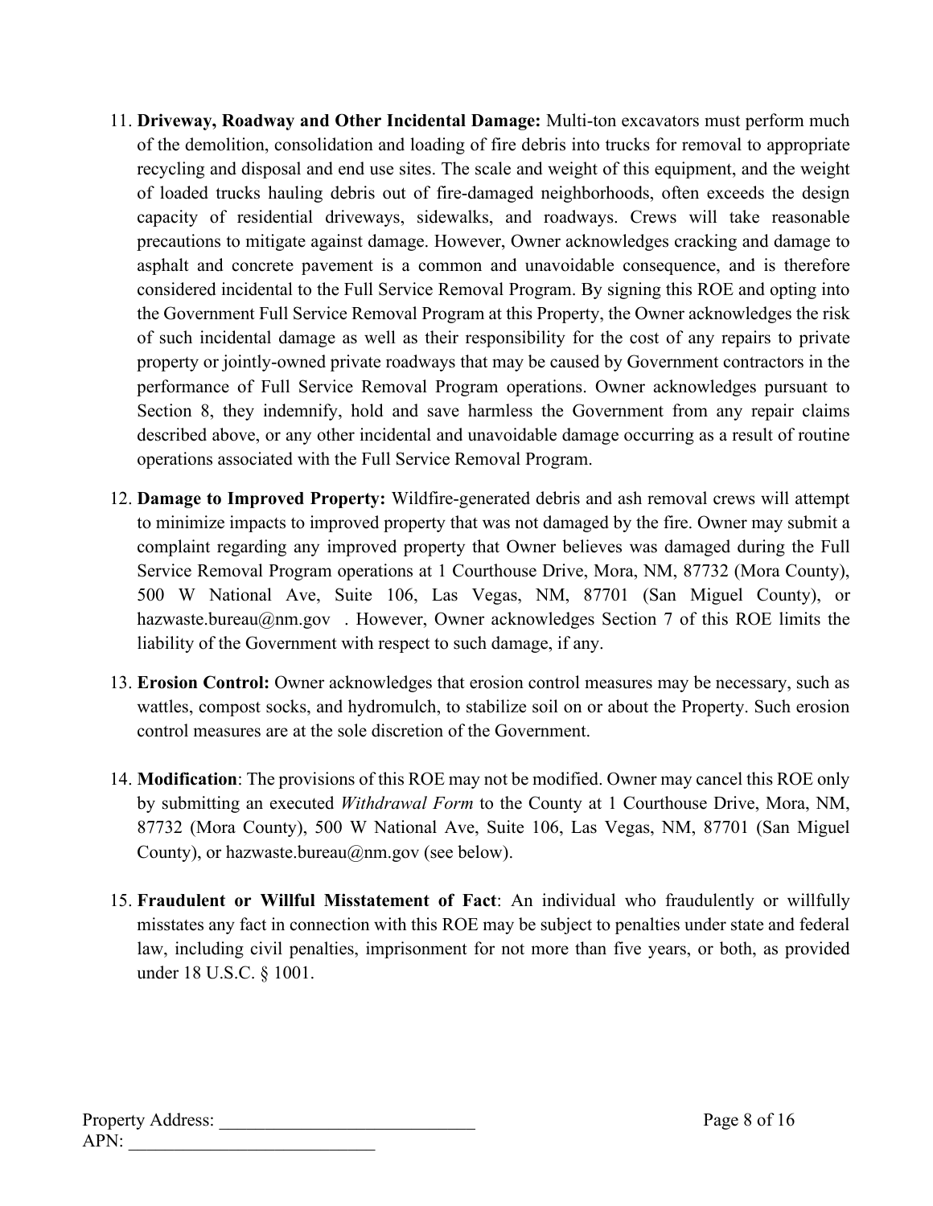11. **Driveway, Roadway and Other Incidental Damage:** Multi-ton excavators must perform much of the demolition, consolidation and loading of fire debris into trucks for removal to appropriate recycling and disposal and end use sites. The scale and weight of this equipment, and the weight of loaded trucks hauling debris out of fire-damaged neighborhoods, often exceeds the design capacity of residential driveways, sidewalks, and roadways. Crews will take reasonable precautions to mitigate against damage. However, Owner acknowledges cracking and damage to asphalt and concrete pavement is a common and unavoidable consequence, and is therefore considered incidental to the Full Service Removal Program. By signing this ROE and opting into the Government Full Service Removal Program at this Property, the Owner acknowledges the risk of such incidental damage as well as their responsibility for the cost of any repairs to private property or jointly-owned private roadways that may be caused by Government contractors in the performance of Full Service Removal Program operations. Owner acknowledges pursuant to Section 8, they indemnify, hold and save harmless the Government from any repair claims described above, or any other incidental and unavoidable damage occurring as a result of routine operations associated with the Full Service Removal Program.

12. **Damage to Improved Property:** Wildfire-generated debris and ash removal crews will attempt to minimize impacts to improved property that was not damaged by the fire. Owner may submit a complaint regarding any improved property that Owner believes was damaged during the Full Service Removal Program operations at 1 Courthouse Drive, Mora, NM, 87732 (Mora County), 500 W National Ave, Suite 106, Las Vegas, NM, 87701 (San Miguel County), or hazwaste.bureau@nm.gov . However, Owner acknowledges Section 7 of this ROE limits the liability of the Government with respect to such damage, if any.

13. **Erosion Control:** Owner acknowledges that erosion control measures may be necessary, such as wattles, compost socks, and hydromulch, to stabilize soil on or about the Property. Such erosion control measures are at the sole discretion of the Government.

14. **Modification**: The provisions of this ROE may not be modified. Owner may cancel this ROE only by submitting an executed *Withdrawal Form* to the County at 1 Courthouse Drive, Mora, NM, 87732 (Mora County), 500 W National Ave, Suite 106, Las Vegas, NM, 87701 (San Miguel County), or hazwaste.bureau@nm.gov (see below).

15. **Fraudulent or Willful Misstatement of Fact**: An individual who fraudulently or willfully misstates any fact in connection with this ROE may be subject to penalties under state and federal law, including civil penalties, imprisonment for not more than five years, or both, as provided under 18 U.S.C. § 1001.

Property Address: ____________________________

APN: ___________________________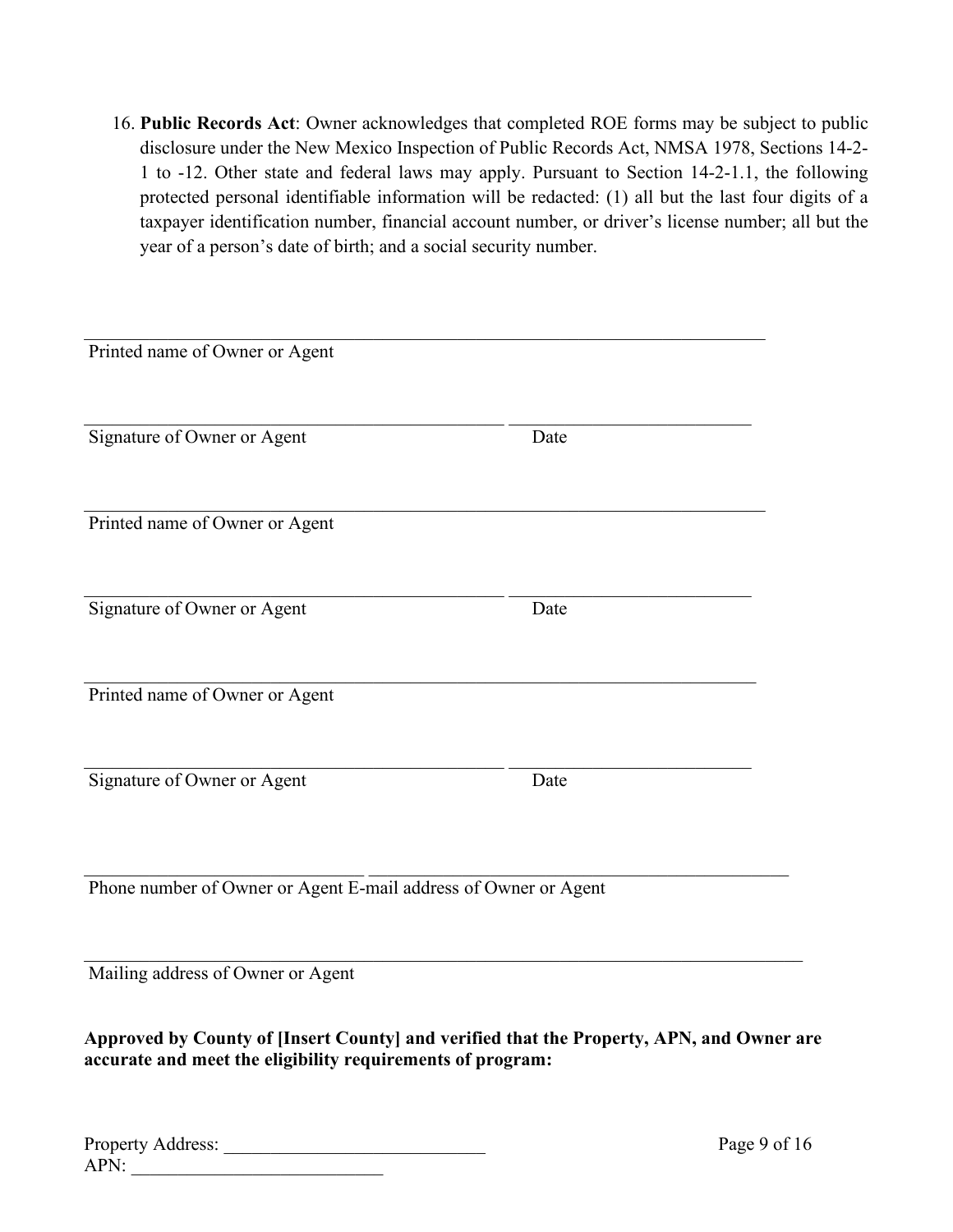16. **Public Records Act**: Owner acknowledges that completed ROE forms may be subject to public disclosure under the New Mexico Inspection of Public Records Act, NMSA 1978, Sections 14-2-1 to -12. Other state and federal laws may apply. Pursuant to Section 14-2-1.1, the following protected personal identifiable information will be redacted: (1) all but the last four digits of a taxpayer identification number, financial account number, or driver's license number; all but the year of a person's date of birth; and a social security number.

_______________________________________________________________________
Printed name of Owner or Agent

___________________________________________ _________________________
Signature of Owner or Agent Date

_______________________________________________________________________
Printed name of Owner or Agent

___________________________________________ _________________________
Signature of Owner or Agent Date

_______________________________________________________________________
Printed name of Owner or Agent

___________________________________________ _________________________
Signature of Owner or Agent Date

_____________________________ ___________________________________________
Phone number of Owner or Agent E-mail address of Owner or Agent

___________________________________________________________________________
Mailing address of Owner or Agent

**Approved by County of [Insert County] and verified that the Property, APN, and Owner are accurate and meet the eligibility requirements of program:**

Property Address: ___________________________
APN: ___________________________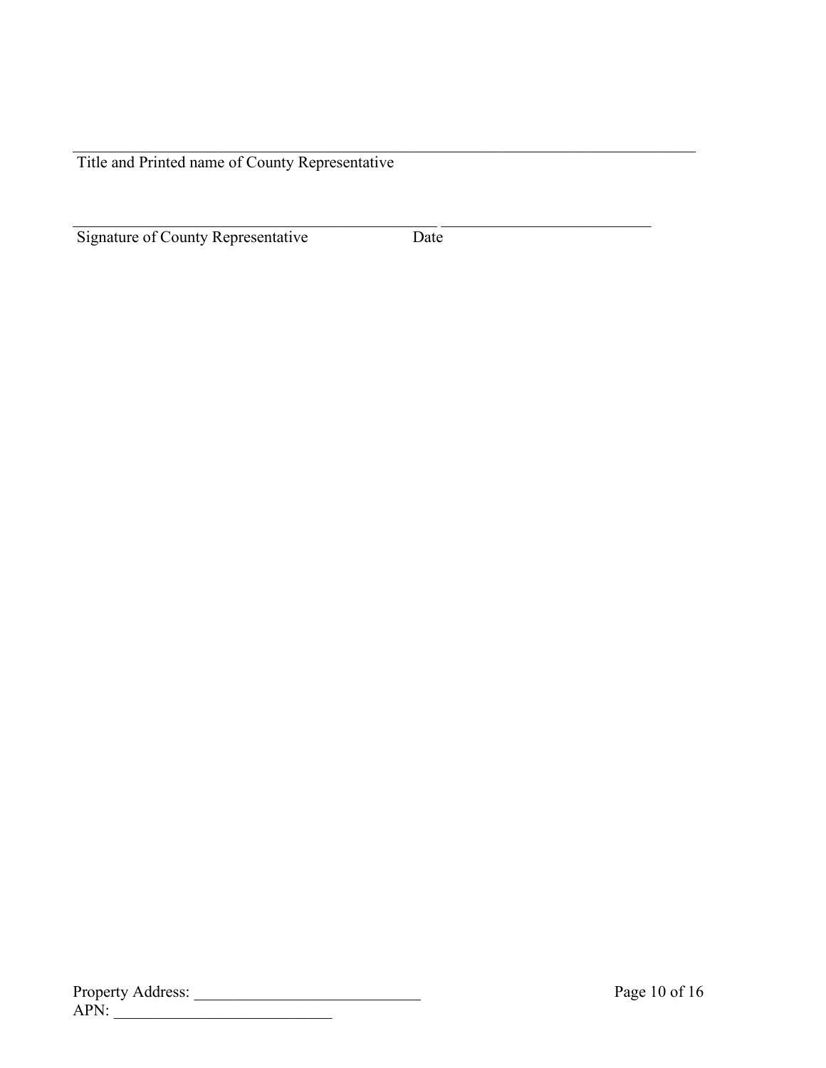\_\_\_\_\_\_\_\_\_\_\_\_\_\_\_\_\_\_\_\_\_\_\_\_\_\_\_\_\_\_\_\_\_\_\_\_\_\_\_\_\_\_\_\_\_\_\_\_\_\_\_\_\_\_\_\_\_\_\_\_\_\_\_\_\_\_\_\_\_\_\_\_\_\_

Title and Printed name of County Representative

\_\_\_\_\_\_\_\_\_\_\_\_\_\_\_\_\_\_\_\_\_\_\_\_\_\_\_\_\_\_\_\_\_\_\_\_\_\_\_\_\_\_\_ \_\_\_\_\_\_\_\_\_\_\_\_\_\_\_\_\_\_\_\_\_\_\_\_\_\_\_

Signature of County Representative Date

Property Address: \_\_\_\_\_\_\_\_\_\_\_\_\_\_\_\_\_\_\_\_\_\_\_\_\_\_\_\_

APN: \_\_\_\_\_\_\_\_\_\_\_\_\_\_\_\_\_\_\_\_\_\_\_\_\_\_\_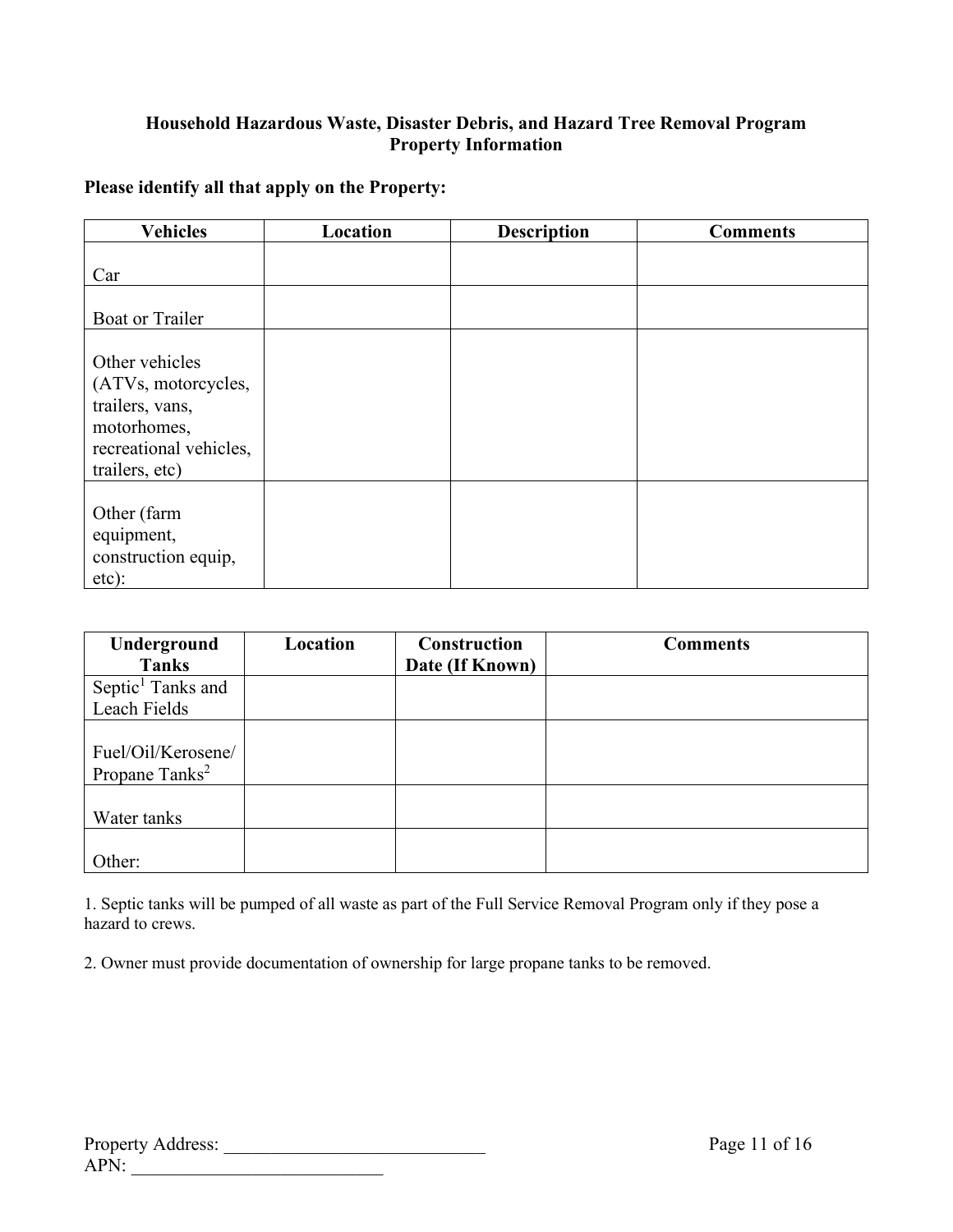**Household Hazardous Waste, Disaster Debris, and Hazard Tree Removal Program**
**Property Information**

**Please identify all that apply on the Property:**

| Vehicles | Location | Description | Comments |
|---|---|---|---|
| Car | | | |
| Boat or Trailer | | | |
| Other vehicles (ATVs, motorcycles, trailers, vans, motorhomes, recreational vehicles, trailers, etc) | | | |
| Other (farm equipment, construction equip, etc): | | | |

| Underground Tanks | Location | Construction Date (If Known) | Comments |
|---|---|---|---|
| Septic[1] Tanks and Leach Fields | | | |
| Fuel/Oil/Kerosene/ Propane Tanks[2] | | | |
| Water tanks | | | |
| Other: | | | |

1. Septic tanks will be pumped of all waste as part of the Full Service Removal Program only if they pose a hazard to crews.

2. Owner must provide documentation of ownership for large propane tanks to be removed.

Property Address: ____________________________

APN: ___________________________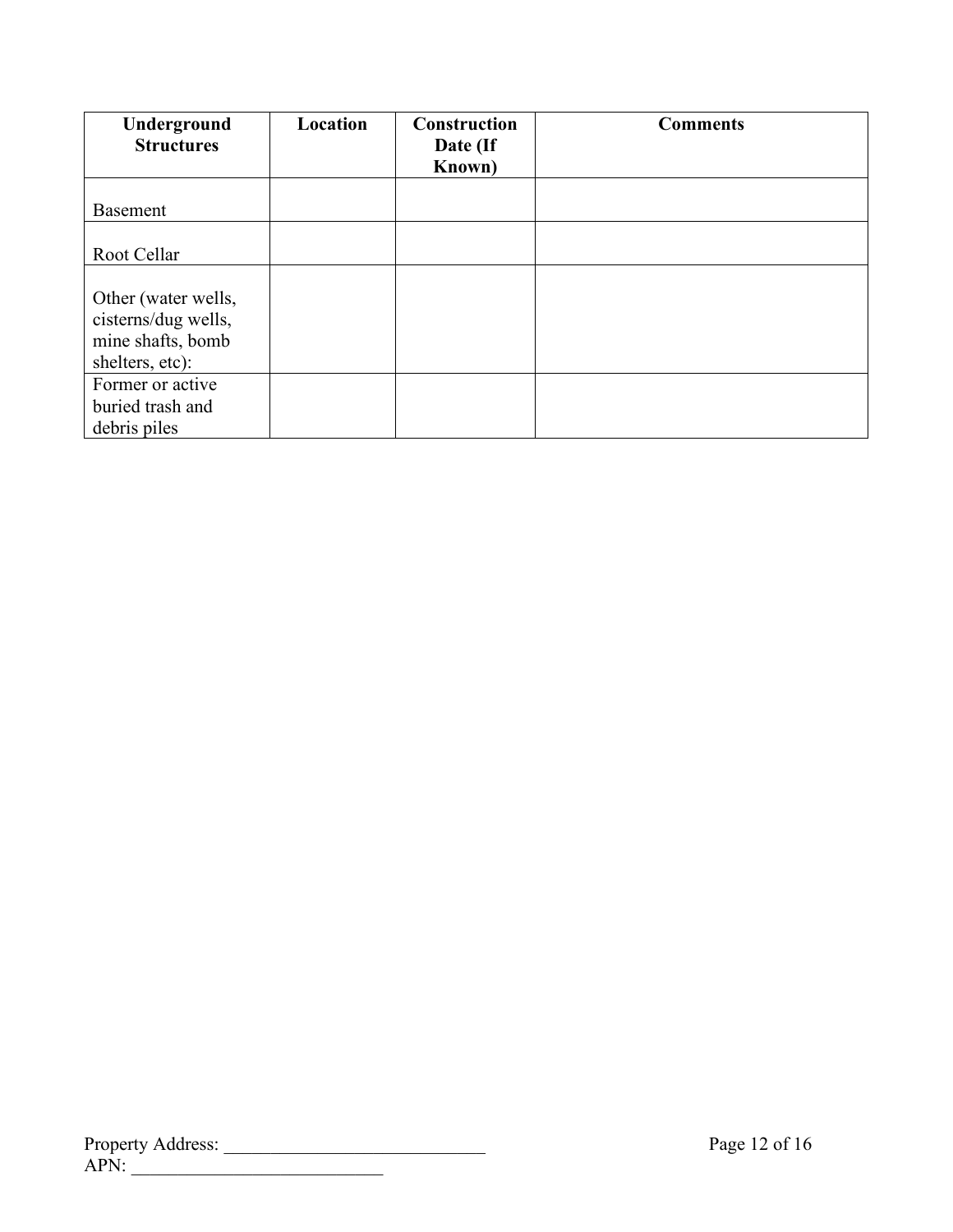| Underground Structures | Location | Construction Date (If Known) | Comments |
| --- | --- | --- | --- |
| Basement | | | |
| Root Cellar | | | |
| Other (water wells, cisterns/dug wells, mine shafts, bomb shelters, etc): | | | |
| Former or active buried trash and debris piles | | | |

Property Address: ____________________________

APN: ___________________________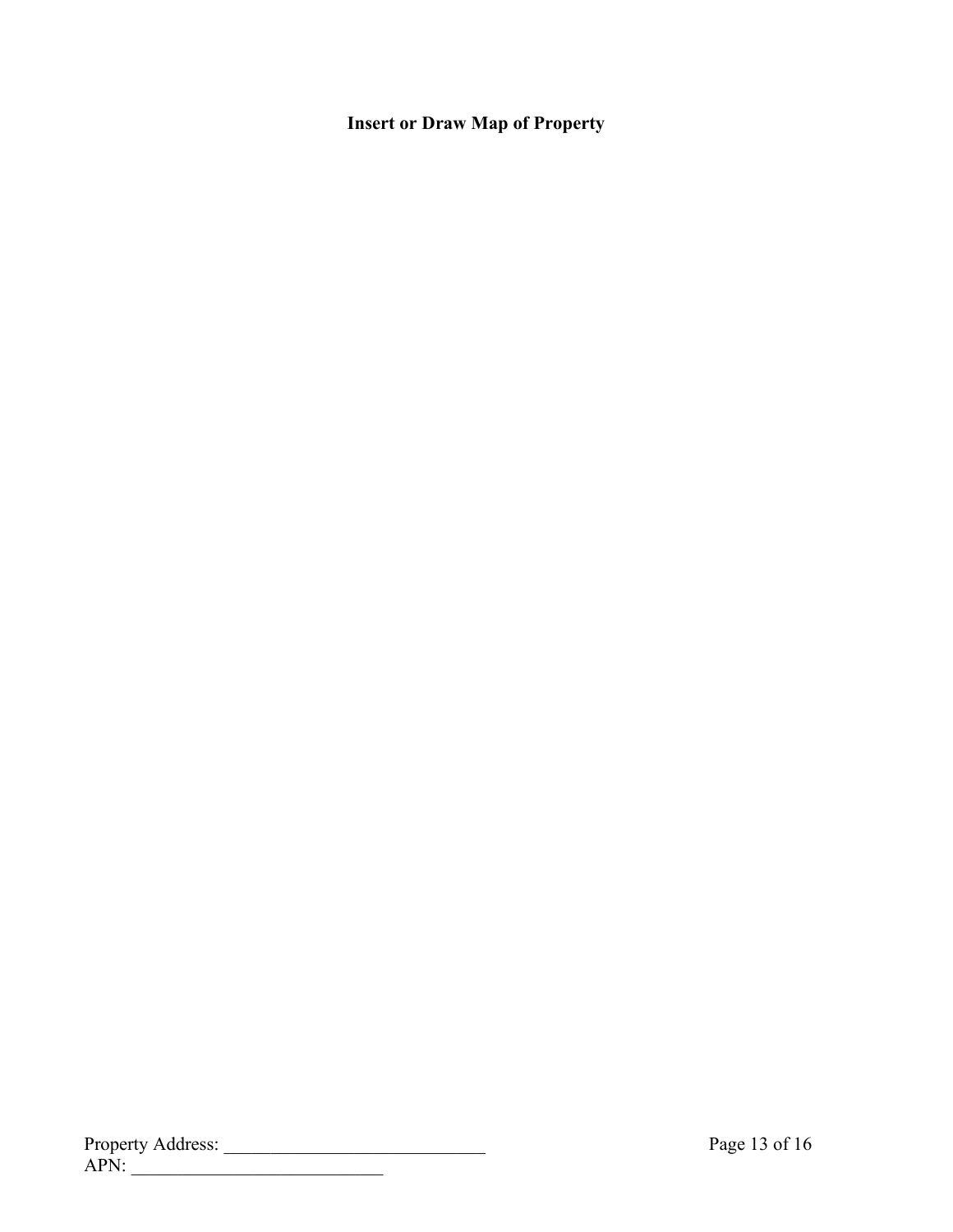**Insert or Draw Map of Property**

Property Address: ____________________________
APN: ___________________________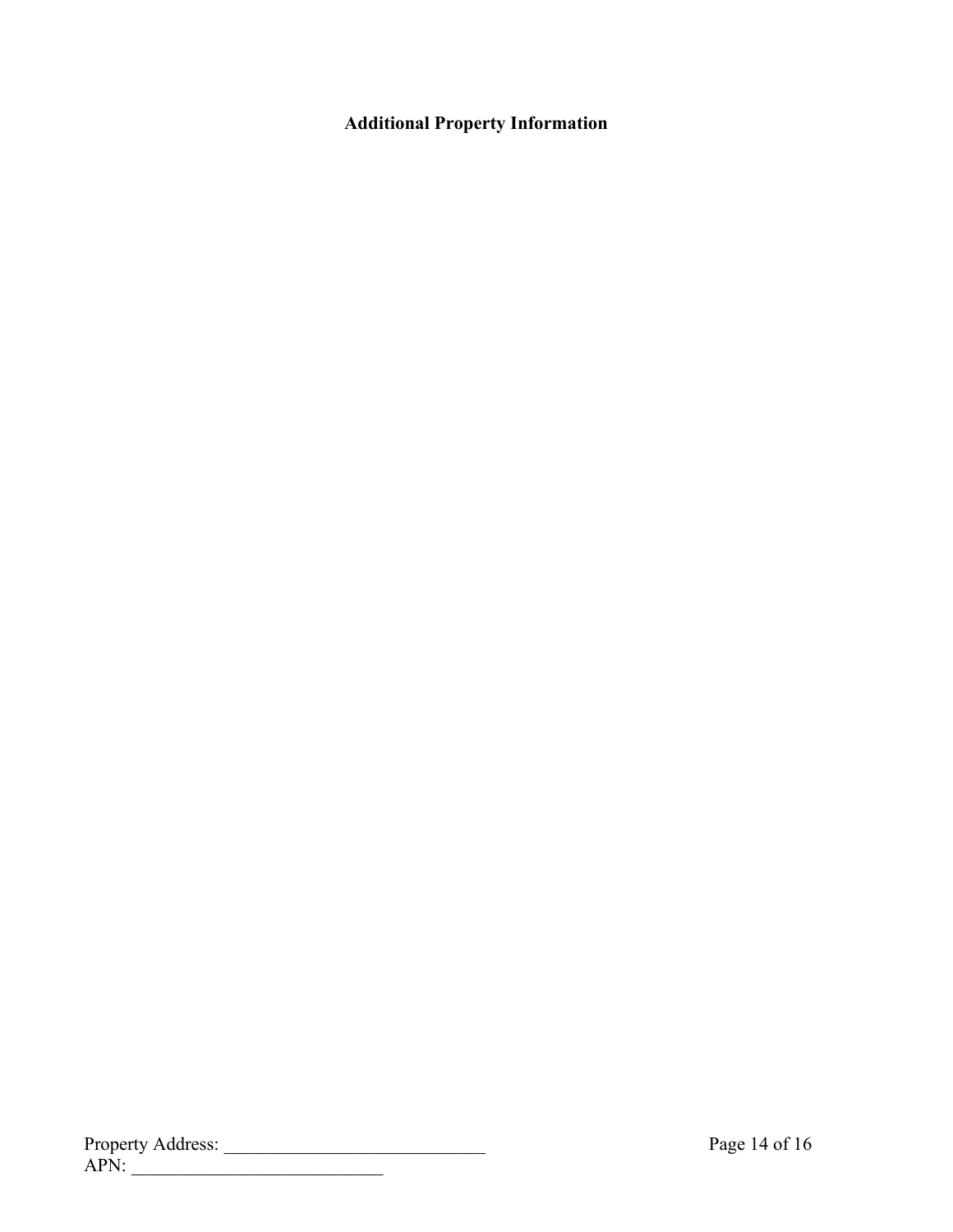## Additional Property Information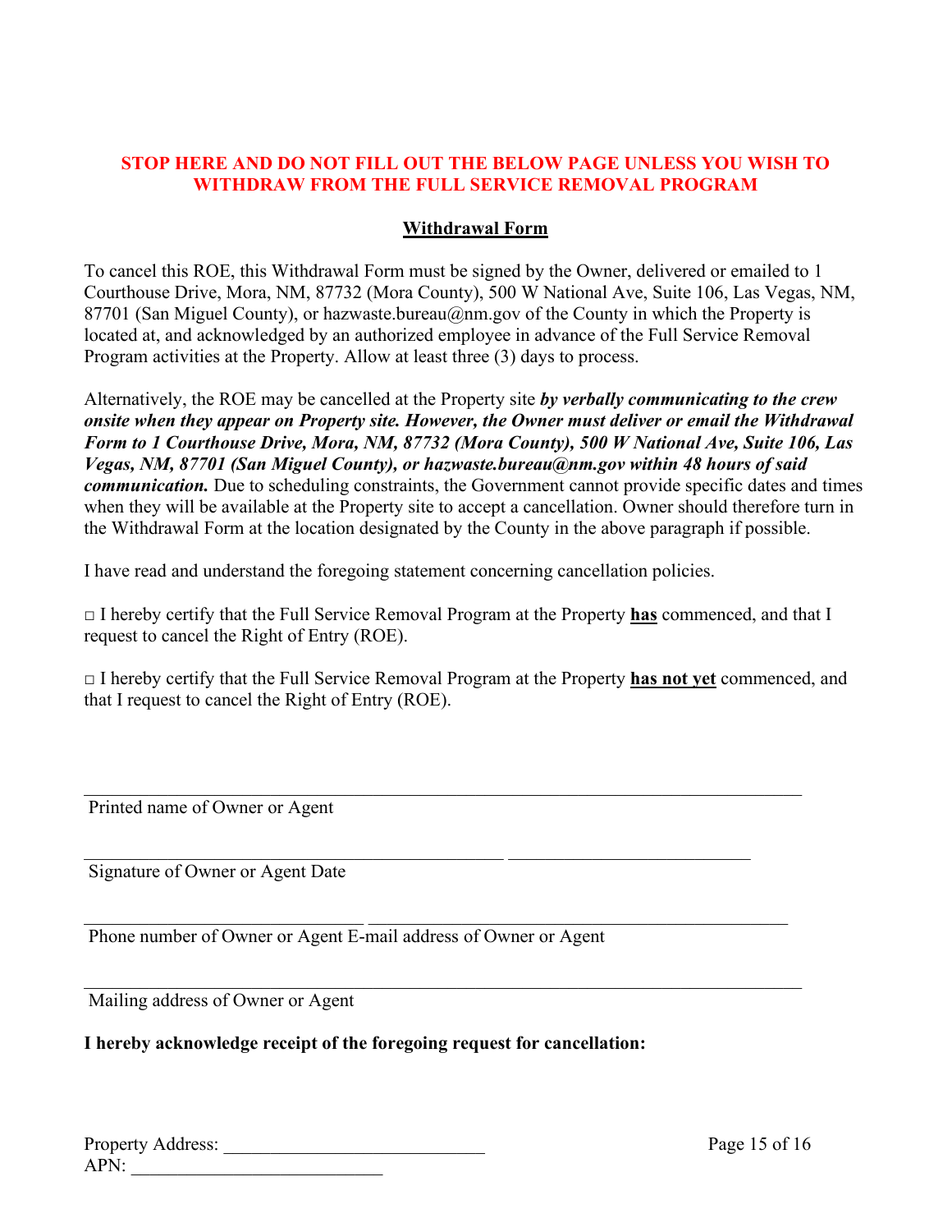**STOP HERE AND DO NOT FILL OUT THE BELOW PAGE UNLESS YOU WISH TO WITHDRAW FROM THE FULL SERVICE REMOVAL PROGRAM**

## Withdrawal Form

To cancel this ROE, this Withdrawal Form must be signed by the Owner, delivered or emailed to 1 Courthouse Drive, Mora, NM, 87732 (Mora County), 500 W National Ave, Suite 106, Las Vegas, NM, 87701 (San Miguel County), or hazwaste.bureau@nm.gov of the County in which the Property is located at, and acknowledged by an authorized employee in advance of the Full Service Removal Program activities at the Property. Allow at least three (3) days to process.

Alternatively, the ROE may be cancelled at the Property site ***by verbally communicating to the crew onsite when they appear on Property site. However, the Owner must deliver or email the Withdrawal Form to 1 Courthouse Drive, Mora, NM, 87732 (Mora County), 500 W National Ave, Suite 106, Las Vegas, NM, 87701 (San Miguel County), or hazwaste.bureau@nm.gov within 48 hours of said communication.*** Due to scheduling constraints, the Government cannot provide specific dates and times when they will be available at the Property site to accept a cancellation. Owner should therefore turn in the Withdrawal Form at the location designated by the County in the above paragraph if possible.

I have read and understand the foregoing statement concerning cancellation policies.

□ I hereby certify that the Full Service Removal Program at the Property **has** commenced, and that I request to cancel the Right of Entry (ROE).

□ I hereby certify that the Full Service Removal Program at the Property **has not yet** commenced, and that I request to cancel the Right of Entry (ROE).

______________________________________________________________________________
Printed name of Owner or Agent

_____________________________________________ __________________________
Signature of Owner or Agent Date

______________________________ ____________________________________________
Phone number of Owner or Agent E-mail address of Owner or Agent

______________________________________________________________________________
Mailing address of Owner or Agent

**I hereby acknowledge receipt of the foregoing request for cancellation:**

Property Address: ____________________________
APN: ___________________________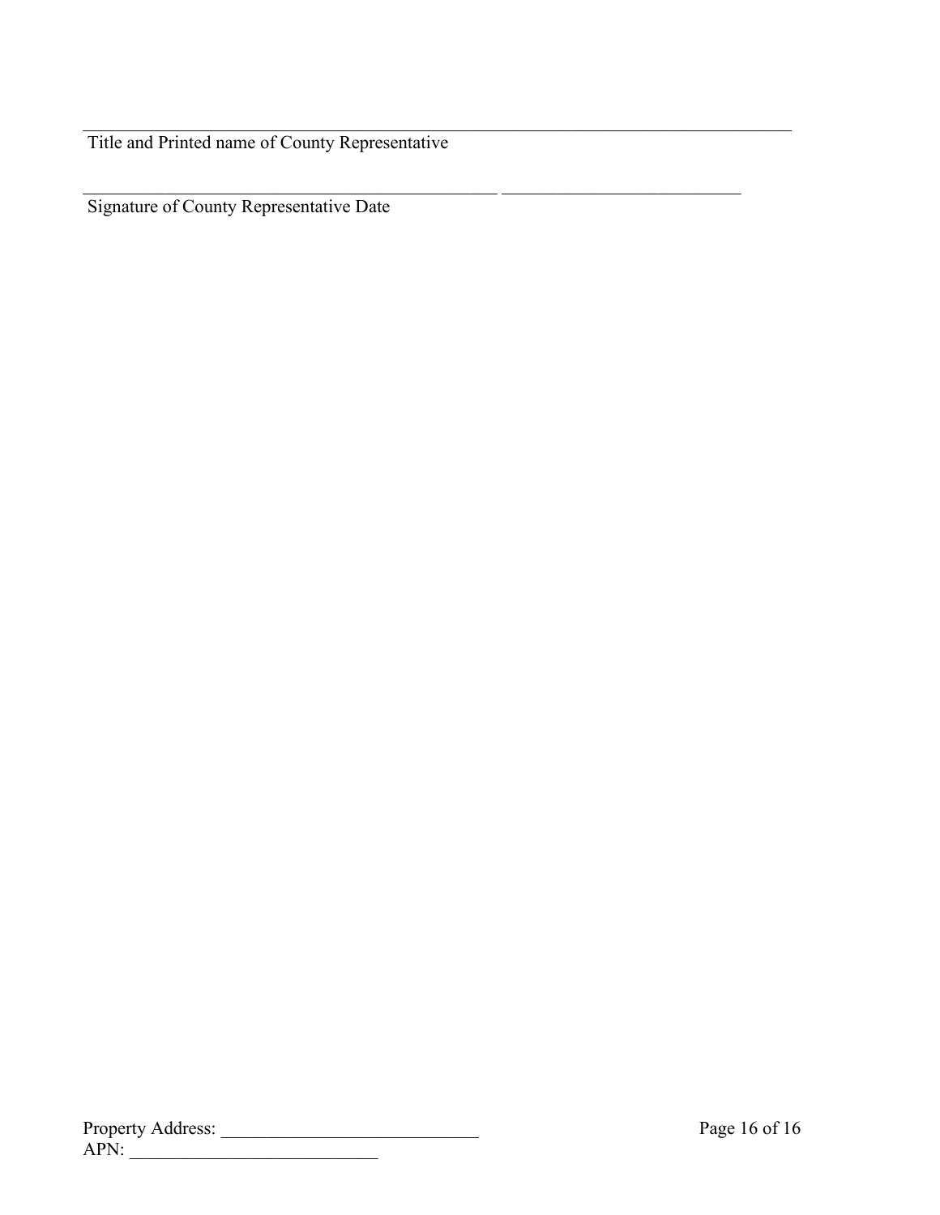\_\_\_\_\_\_\_\_\_\_\_\_\_\_\_\_\_\_\_\_\_\_\_\_\_\_\_\_\_\_\_\_\_\_\_\_\_\_\_\_\_\_\_\_\_\_\_\_\_\_\_\_\_\_\_\_\_\_\_\_\_\_\_\_\_\_\_\_\_\_\_\_\_\_\_\_\_\_

Title and Printed name of County Representative

\_\_\_\_\_\_\_\_\_\_\_\_\_\_\_\_\_\_\_\_\_\_\_\_\_\_\_\_\_\_\_\_\_\_\_\_\_\_\_\_\_\_\_\_\_\_\_\_ \_\_\_\_\_\_\_\_\_\_\_\_\_\_\_\_\_\_\_\_\_\_\_\_\_\_\_\_\_\_

Signature of County Representative Date

Property Address: \_\_\_\_\_\_\_\_\_\_\_\_\_\_\_\_\_\_\_\_\_\_\_\_\_\_\_\_\_\_

APN: \_\_\_\_\_\_\_\_\_\_\_\_\_\_\_\_\_\_\_\_\_\_\_\_\_\_\_\_\_\_